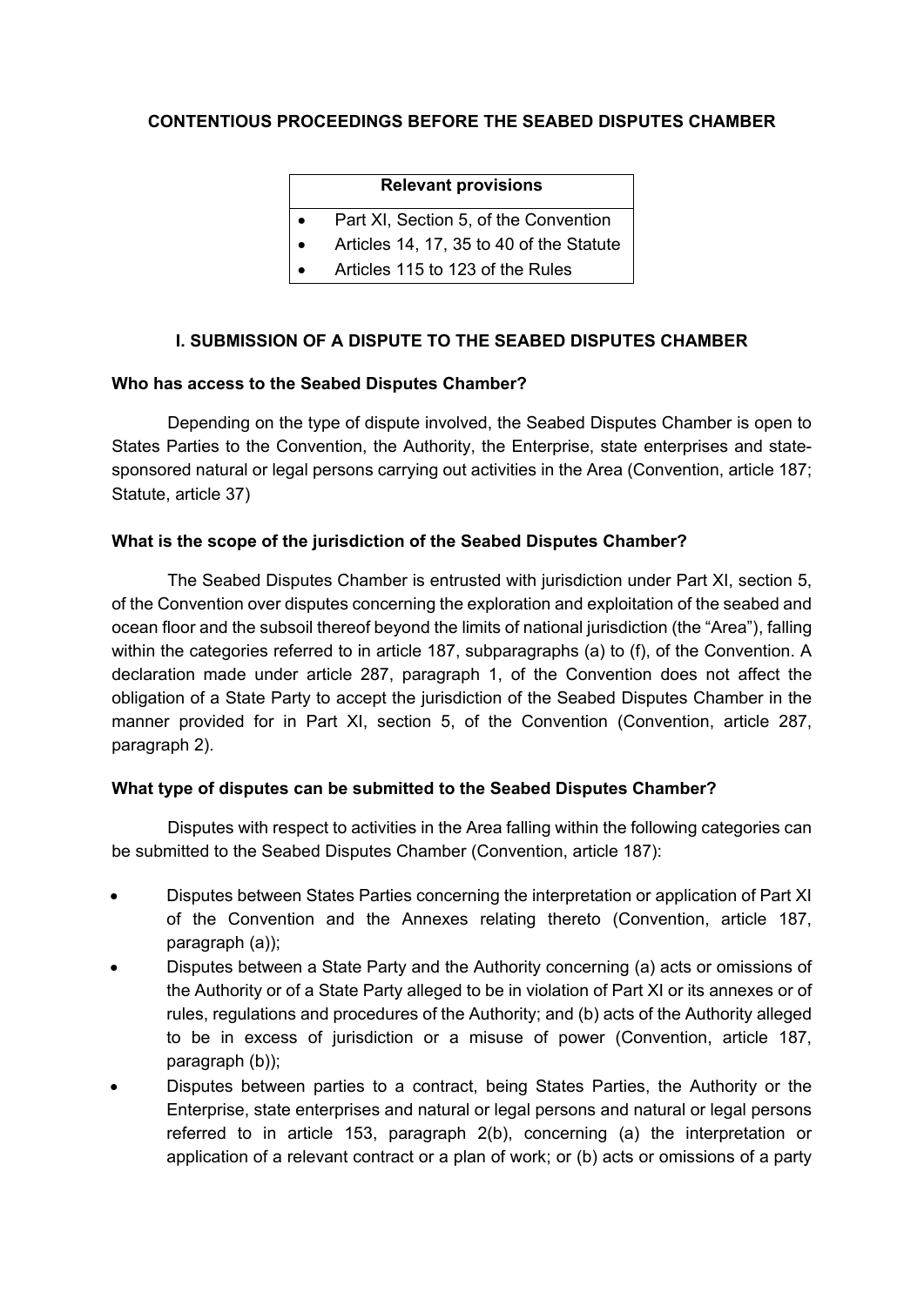# CONTENTIOUS PROCEEDINGS BEFORE THE SEABED DISPUTES CHAMBER

| Relevant provisions |
|---|
| • Part XI, Section 5, of the Convention<br>• Articles 14, 17, 35 to 40 of the Statute<br>• Articles 115 to 123 of the Rules |

## I. SUBMISSION OF A DISPUTE TO THE SEABED DISPUTES CHAMBER

### Who has access to the Seabed Disputes Chamber?

Depending on the type of dispute involved, the Seabed Disputes Chamber is open to States Parties to the Convention, the Authority, the Enterprise, state enterprises and state-sponsored natural or legal persons carrying out activities in the Area (Convention, article 187; Statute, article 37)

### What is the scope of the jurisdiction of the Seabed Disputes Chamber?

The Seabed Disputes Chamber is entrusted with jurisdiction under Part XI, section 5, of the Convention over disputes concerning the exploration and exploitation of the seabed and ocean floor and the subsoil thereof beyond the limits of national jurisdiction (the "Area"), falling within the categories referred to in article 187, subparagraphs (a) to (f), of the Convention. A declaration made under article 287, paragraph 1, of the Convention does not affect the obligation of a State Party to accept the jurisdiction of the Seabed Disputes Chamber in the manner provided for in Part XI, section 5, of the Convention (Convention, article 287, paragraph 2).

### What type of disputes can be submitted to the Seabed Disputes Chamber?

Disputes with respect to activities in the Area falling within the following categories can be submitted to the Seabed Disputes Chamber (Convention, article 187):

- Disputes between States Parties concerning the interpretation or application of Part XI of the Convention and the Annexes relating thereto (Convention, article 187, paragraph (a));
- Disputes between a State Party and the Authority concerning (a) acts or omissions of the Authority or of a State Party alleged to be in violation of Part XI or its annexes or of rules, regulations and procedures of the Authority; and (b) acts of the Authority alleged to be in excess of jurisdiction or a misuse of power (Convention, article 187, paragraph (b));
- Disputes between parties to a contract, being States Parties, the Authority or the Enterprise, state enterprises and natural or legal persons and natural or legal persons referred to in article 153, paragraph 2(b), concerning (a) the interpretation or application of a relevant contract or a plan of work; or (b) acts or omissions of a party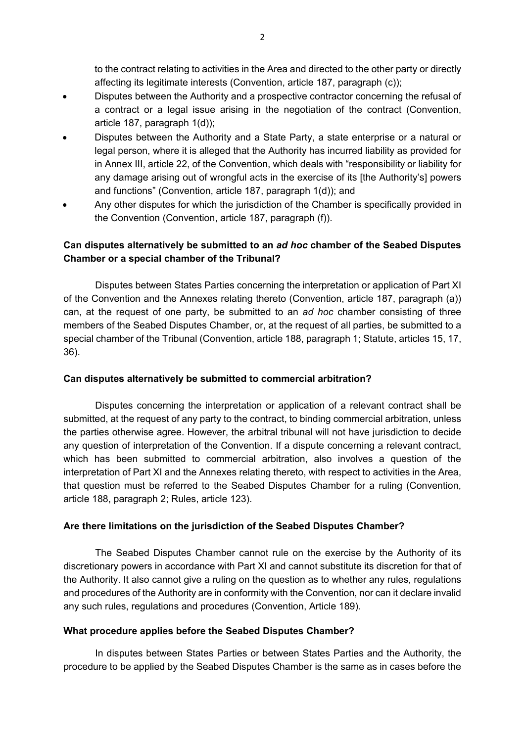to the contract relating to activities in the Area and directed to the other party or directly affecting its legitimate interests (Convention, article 187, paragraph (c));

- Disputes between the Authority and a prospective contractor concerning the refusal of a contract or a legal issue arising in the negotiation of the contract (Convention, article 187, paragraph 1(d));
- Disputes between the Authority and a State Party, a state enterprise or a natural or legal person, where it is alleged that the Authority has incurred liability as provided for in Annex III, article 22, of the Convention, which deals with "responsibility or liability for any damage arising out of wrongful acts in the exercise of its [the Authority's] powers and functions" (Convention, article 187, paragraph 1(d)); and
- Any other disputes for which the jurisdiction of the Chamber is specifically provided in the Convention (Convention, article 187, paragraph (f)).

**Can disputes alternatively be submitted to an *ad hoc* chamber of the Seabed Disputes Chamber or a special chamber of the Tribunal?**

Disputes between States Parties concerning the interpretation or application of Part XI of the Convention and the Annexes relating thereto (Convention, article 187, paragraph (a)) can, at the request of one party, be submitted to an *ad hoc* chamber consisting of three members of the Seabed Disputes Chamber, or, at the request of all parties, be submitted to a special chamber of the Tribunal (Convention, article 188, paragraph 1; Statute, articles 15, 17, 36).

**Can disputes alternatively be submitted to commercial arbitration?**

Disputes concerning the interpretation or application of a relevant contract shall be submitted, at the request of any party to the contract, to binding commercial arbitration, unless the parties otherwise agree. However, the arbitral tribunal will not have jurisdiction to decide any question of interpretation of the Convention. If a dispute concerning a relevant contract, which has been submitted to commercial arbitration, also involves a question of the interpretation of Part XI and the Annexes relating thereto, with respect to activities in the Area, that question must be referred to the Seabed Disputes Chamber for a ruling (Convention, article 188, paragraph 2; Rules, article 123).

**Are there limitations on the jurisdiction of the Seabed Disputes Chamber?**

The Seabed Disputes Chamber cannot rule on the exercise by the Authority of its discretionary powers in accordance with Part XI and cannot substitute its discretion for that of the Authority. It also cannot give a ruling on the question as to whether any rules, regulations and procedures of the Authority are in conformity with the Convention, nor can it declare invalid any such rules, regulations and procedures (Convention, Article 189).

**What procedure applies before the Seabed Disputes Chamber?**

In disputes between States Parties or between States Parties and the Authority, the procedure to be applied by the Seabed Disputes Chamber is the same as in cases before the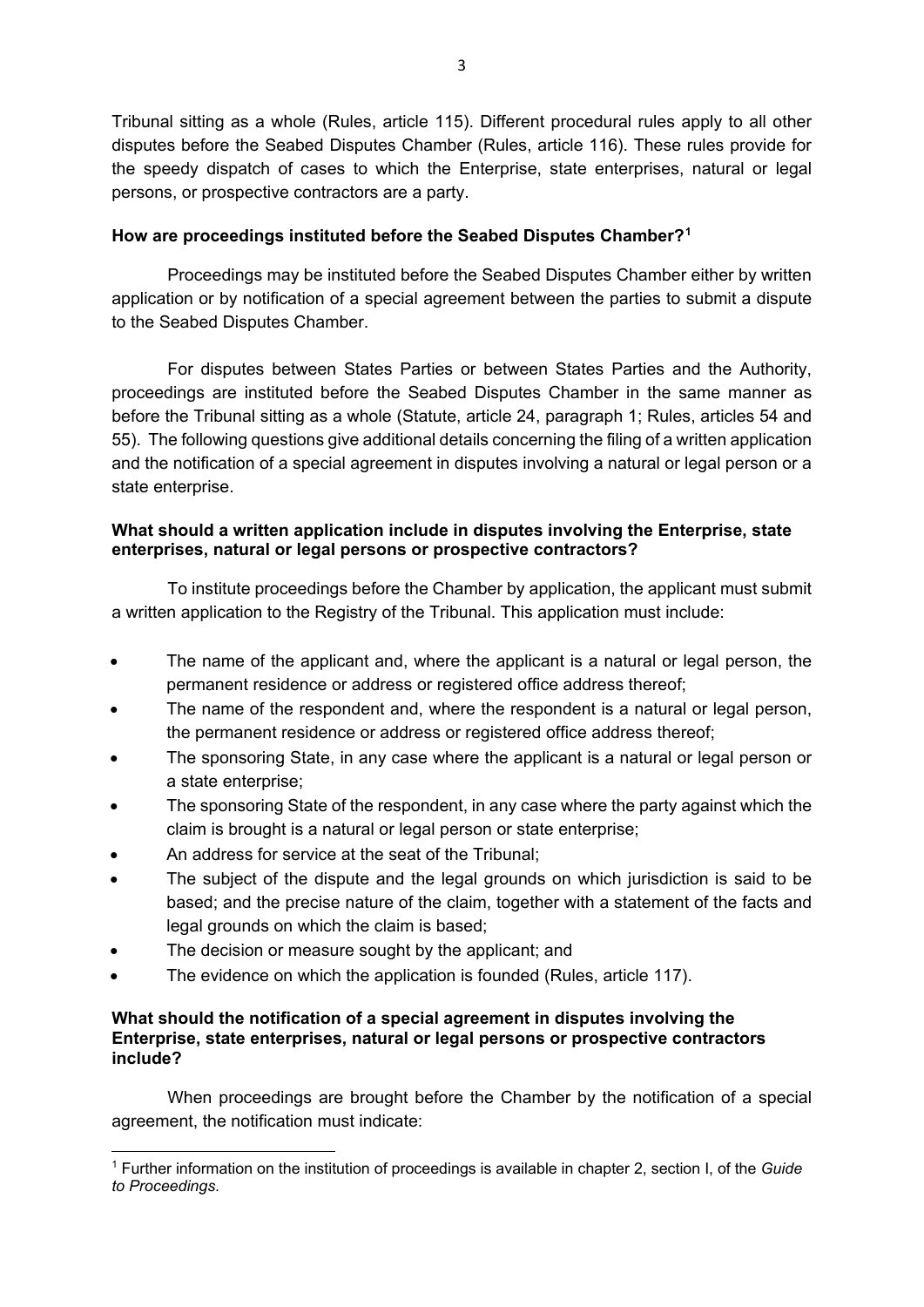Tribunal sitting as a whole (Rules, article 115). Different procedural rules apply to all other disputes before the Seabed Disputes Chamber (Rules, article 116). These rules provide for the speedy dispatch of cases to which the Enterprise, state enterprises, natural or legal persons, or prospective contractors are a party.

**How are proceedings instituted before the Seabed Disputes Chamber?**[1]

Proceedings may be instituted before the Seabed Disputes Chamber either by written application or by notification of a special agreement between the parties to submit a dispute to the Seabed Disputes Chamber.

For disputes between States Parties or between States Parties and the Authority, proceedings are instituted before the Seabed Disputes Chamber in the same manner as before the Tribunal sitting as a whole (Statute, article 24, paragraph 1; Rules, articles 54 and 55). The following questions give additional details concerning the filing of a written application and the notification of a special agreement in disputes involving a natural or legal person or a state enterprise.

**What should a written application include in disputes involving the Enterprise, state enterprises, natural or legal persons or prospective contractors?**

To institute proceedings before the Chamber by application, the applicant must submit a written application to the Registry of the Tribunal. This application must include:

- The name of the applicant and, where the applicant is a natural or legal person, the permanent residence or address or registered office address thereof;
- The name of the respondent and, where the respondent is a natural or legal person, the permanent residence or address or registered office address thereof;
- The sponsoring State, in any case where the applicant is a natural or legal person or a state enterprise;
- The sponsoring State of the respondent, in any case where the party against which the claim is brought is a natural or legal person or state enterprise;
- An address for service at the seat of the Tribunal;
- The subject of the dispute and the legal grounds on which jurisdiction is said to be based; and the precise nature of the claim, together with a statement of the facts and legal grounds on which the claim is based;
- The decision or measure sought by the applicant; and
- The evidence on which the application is founded (Rules, article 117).

**What should the notification of a special agreement in disputes involving the Enterprise, state enterprises, natural or legal persons or prospective contractors include?**

When proceedings are brought before the Chamber by the notification of a special agreement, the notification must indicate:

[1] Further information on the institution of proceedings is available in chapter 2, section I, of the *Guide to Proceedings*.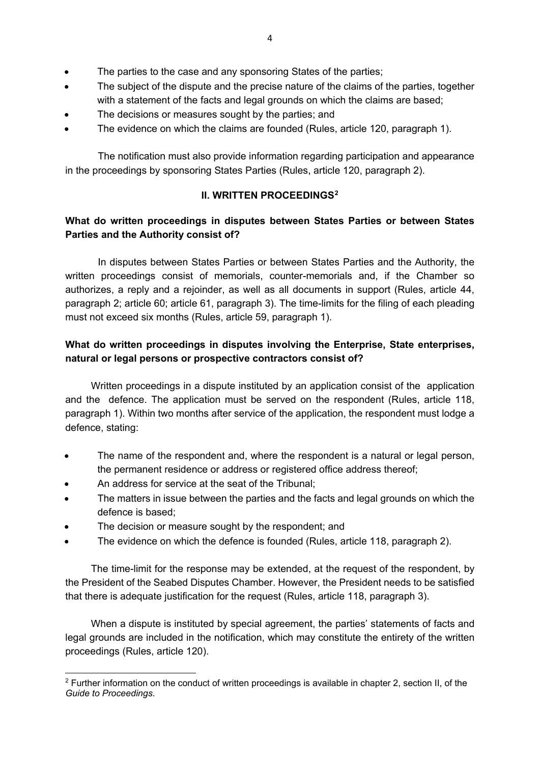- The parties to the case and any sponsoring States of the parties;
- The subject of the dispute and the precise nature of the claims of the parties, together with a statement of the facts and legal grounds on which the claims are based;
- The decisions or measures sought by the parties; and
- The evidence on which the claims are founded (Rules, article 120, paragraph 1).

The notification must also provide information regarding participation and appearance in the proceedings by sponsoring States Parties (Rules, article 120, paragraph 2).

## II. WRITTEN PROCEEDINGS[2]

### What do written proceedings in disputes between States Parties or between States Parties and the Authority consist of?

In disputes between States Parties or between States Parties and the Authority, the written proceedings consist of memorials, counter-memorials and, if the Chamber so authorizes, a reply and a rejoinder, as well as all documents in support (Rules, article 44, paragraph 2; article 60; article 61, paragraph 3). The time-limits for the filing of each pleading must not exceed six months (Rules, article 59, paragraph 1).

### What do written proceedings in disputes involving the Enterprise, State enterprises, natural or legal persons or prospective contractors consist of?

Written proceedings in a dispute instituted by an application consist of the application and the defence. The application must be served on the respondent (Rules, article 118, paragraph 1). Within two months after service of the application, the respondent must lodge a defence, stating:

- The name of the respondent and, where the respondent is a natural or legal person, the permanent residence or address or registered office address thereof;
- An address for service at the seat of the Tribunal;
- The matters in issue between the parties and the facts and legal grounds on which the defence is based;
- The decision or measure sought by the respondent; and
- The evidence on which the defence is founded (Rules, article 118, paragraph 2).

The time-limit for the response may be extended, at the request of the respondent, by the President of the Seabed Disputes Chamber. However, the President needs to be satisfied that there is adequate justification for the request (Rules, article 118, paragraph 3).

When a dispute is instituted by special agreement, the parties' statements of facts and legal grounds are included in the notification, which may constitute the entirety of the written proceedings (Rules, article 120).

---

[2] Further information on the conduct of written proceedings is available in chapter 2, section II, of the *Guide to Proceedings*.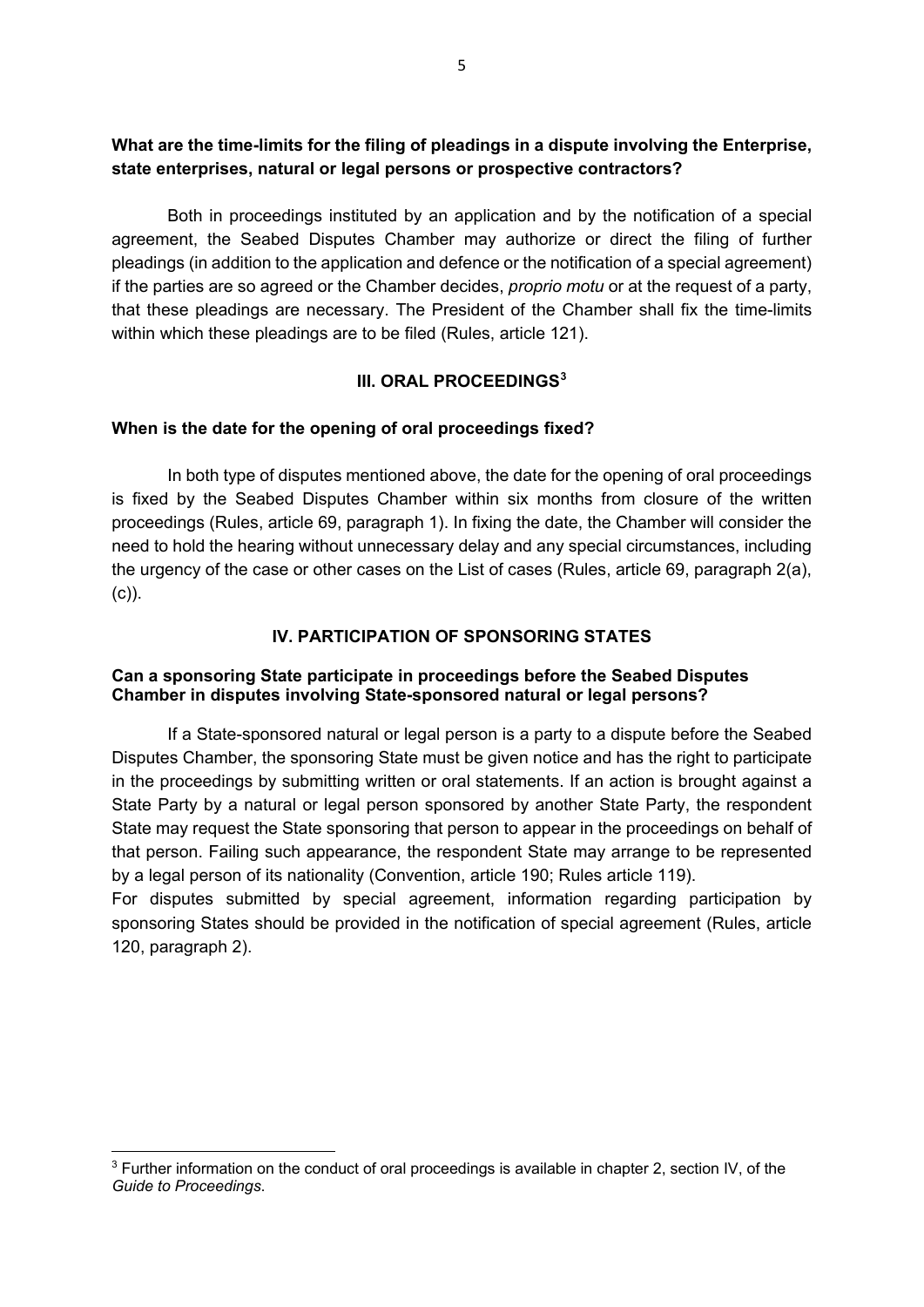**What are the time-limits for the filing of pleadings in a dispute involving the Enterprise, state enterprises, natural or legal persons or prospective contractors?**

Both in proceedings instituted by an application and by the notification of a special agreement, the Seabed Disputes Chamber may authorize or direct the filing of further pleadings (in addition to the application and defence or the notification of a special agreement) if the parties are so agreed or the Chamber decides, *proprio motu* or at the request of a party, that these pleadings are necessary. The President of the Chamber shall fix the time-limits within which these pleadings are to be filed (Rules, article 121).

## III. ORAL PROCEEDINGS[3]

**When is the date for the opening of oral proceedings fixed?**

In both type of disputes mentioned above, the date for the opening of oral proceedings is fixed by the Seabed Disputes Chamber within six months from closure of the written proceedings (Rules, article 69, paragraph 1). In fixing the date, the Chamber will consider the need to hold the hearing without unnecessary delay and any special circumstances, including the urgency of the case or other cases on the List of cases (Rules, article 69, paragraph 2(a), (c)).

## IV. PARTICIPATION OF SPONSORING STATES

**Can a sponsoring State participate in proceedings before the Seabed Disputes Chamber in disputes involving State-sponsored natural or legal persons?**

If a State-sponsored natural or legal person is a party to a dispute before the Seabed Disputes Chamber, the sponsoring State must be given notice and has the right to participate in the proceedings by submitting written or oral statements. If an action is brought against a State Party by a natural or legal person sponsored by another State Party, the respondent State may request the State sponsoring that person to appear in the proceedings on behalf of that person. Failing such appearance, the respondent State may arrange to be represented by a legal person of its nationality (Convention, article 190; Rules article 119).

For disputes submitted by special agreement, information regarding participation by sponsoring States should be provided in the notification of special agreement (Rules, article 120, paragraph 2).

---

[3] Further information on the conduct of oral proceedings is available in chapter 2, section IV, of the *Guide to Proceedings*.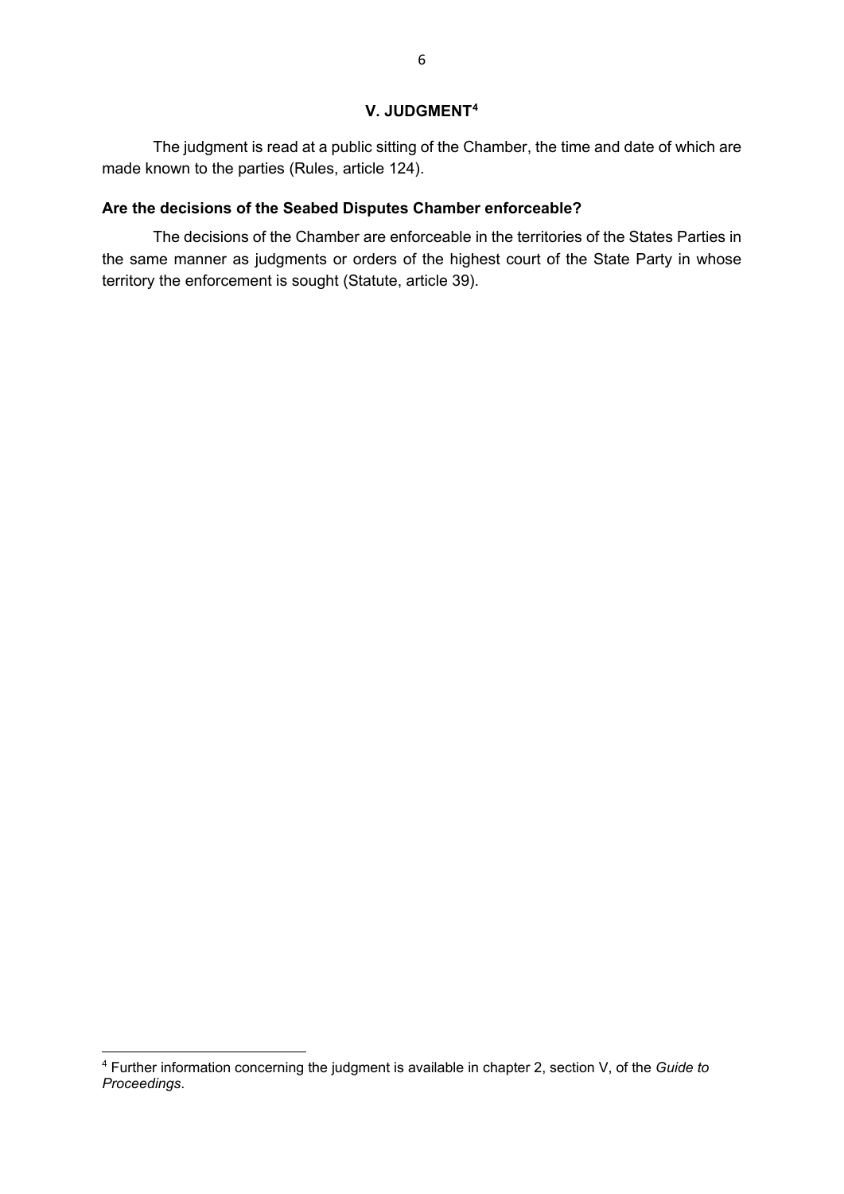## V. JUDGMENT[4]

The judgment is read at a public sitting of the Chamber, the time and date of which are made known to the parties (Rules, article 124).

**Are the decisions of the Seabed Disputes Chamber enforceable?**

The decisions of the Chamber are enforceable in the territories of the States Parties in the same manner as judgments or orders of the highest court of the State Party in whose territory the enforcement is sought (Statute, article 39).

---

[4] Further information concerning the judgment is available in chapter 2, section V, of the *Guide to Proceedings*.